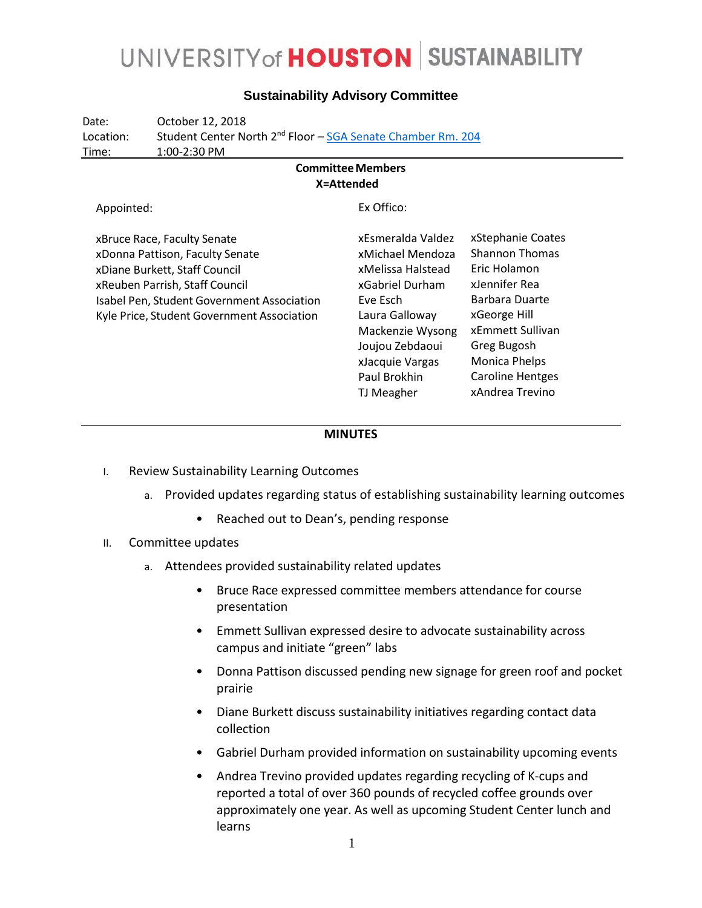# UNIVERSITY of HOUSTON | SUSTAINABILITY

## Sustainability Advisory Committee

Date: October 12, 2018
Location: Student Center North 2nd Floor – SGA Senate Chamber Rm. 204
Time: 1:00-2:30 PM

**Committee Members**
**X=Attended**

Appointed:

xBruce Race, Faculty Senate
xDonna Pattison, Faculty Senate
xDiane Burkett, Staff Council
xReuben Parrish, Staff Council
Isabel Pen, Student Government Association
Kyle Price, Student Government Association

Ex Offico:

xEsmeralda Valdez
xMichael Mendoza
xMelissa Halstead
xGabriel Durham
Eve Esch
Laura Galloway
Mackenzie Wysong
Joujou Zebdaoui
xJacquie Vargas
Paul Brokhin
TJ Meagher
xStephanie Coates
Shannon Thomas
Eric Holamon
xJennifer Rea
Barbara Duarte
xGeorge Hill
xEmmett Sullivan
Greg Bugosh
Monica Phelps
Caroline Hentges
xAndrea Trevino

**MINUTES**

I. Review Sustainability Learning Outcomes
   a. Provided updates regarding status of establishing sustainability learning outcomes
      - Reached out to Dean's, pending response
II. Committee updates
   a. Attendees provided sustainability related updates
      - Bruce Race expressed committee members attendance for course presentation
      - Emmett Sullivan expressed desire to advocate sustainability across campus and initiate "green" labs
      - Donna Pattison discussed pending new signage for green roof and pocket prairie
      - Diane Burkett discuss sustainability initiatives regarding contact data collection
      - Gabriel Durham provided information on sustainability upcoming events
      - Andrea Trevino provided updates regarding recycling of K-cups and reported a total of over 360 pounds of recycled coffee grounds over approximately one year. As well as upcoming Student Center lunch and learns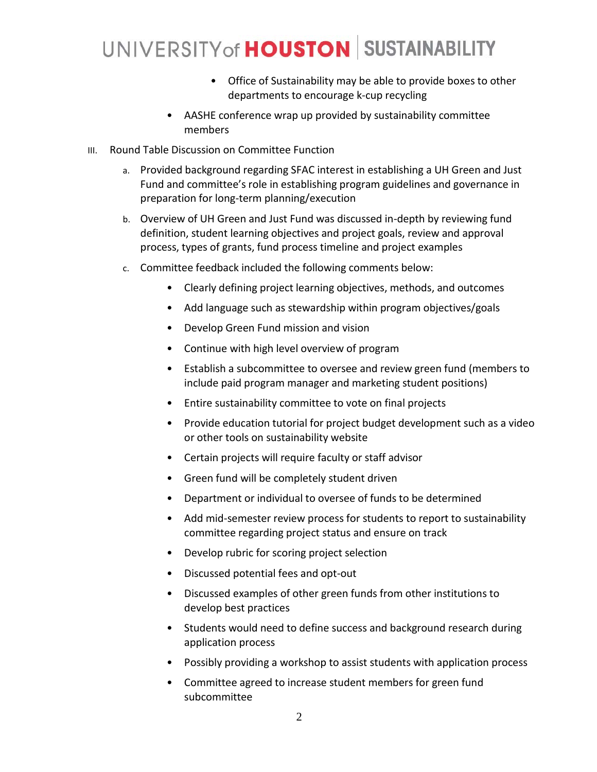- Office of Sustainability may be able to provide boxes to other departments to encourage k-cup recycling
  - AASHE conference wrap up provided by sustainability committee members

III. Round Table Discussion on Committee Function

   a. Provided background regarding SFAC interest in establishing a UH Green and Just Fund and committee's role in establishing program guidelines and governance in preparation for long-term planning/execution

   b. Overview of UH Green and Just Fund was discussed in-depth by reviewing fund definition, student learning objectives and project goals, review and approval process, types of grants, fund process timeline and project examples

   c. Committee feedback included the following comments below:

      - Clearly defining project learning objectives, methods, and outcomes
      - Add language such as stewardship within program objectives/goals
      - Develop Green Fund mission and vision
      - Continue with high level overview of program
      - Establish a subcommittee to oversee and review green fund (members to include paid program manager and marketing student positions)
      - Entire sustainability committee to vote on final projects
      - Provide education tutorial for project budget development such as a video or other tools on sustainability website
      - Certain projects will require faculty or staff advisor
      - Green fund will be completely student driven
      - Department or individual to oversee of funds to be determined
      - Add mid-semester review process for students to report to sustainability committee regarding project status and ensure on track
      - Develop rubric for scoring project selection
      - Discussed potential fees and opt-out
      - Discussed examples of other green funds from other institutions to develop best practices
      - Students would need to define success and background research during application process
      - Possibly providing a workshop to assist students with application process
      - Committee agreed to increase student members for green fund subcommittee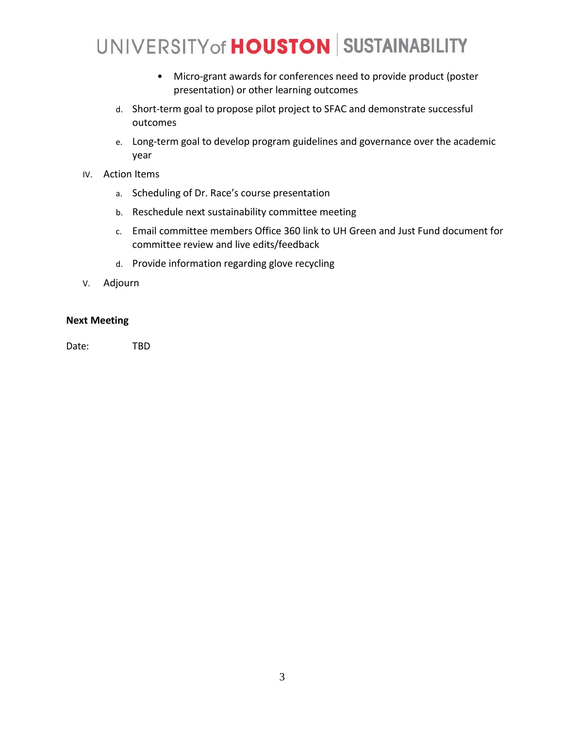- Micro-grant awards for conferences need to provide product (poster presentation) or other learning outcomes

d. Short-term goal to propose pilot project to SFAC and demonstrate successful outcomes

e. Long-term goal to develop program guidelines and governance over the academic year

IV. Action Items

a. Scheduling of Dr. Race's course presentation

b. Reschedule next sustainability committee meeting

c. Email committee members Office 360 link to UH Green and Just Fund document for committee review and live edits/feedback

d. Provide information regarding glove recycling

V. Adjourn

**Next Meeting**

Date: TBD